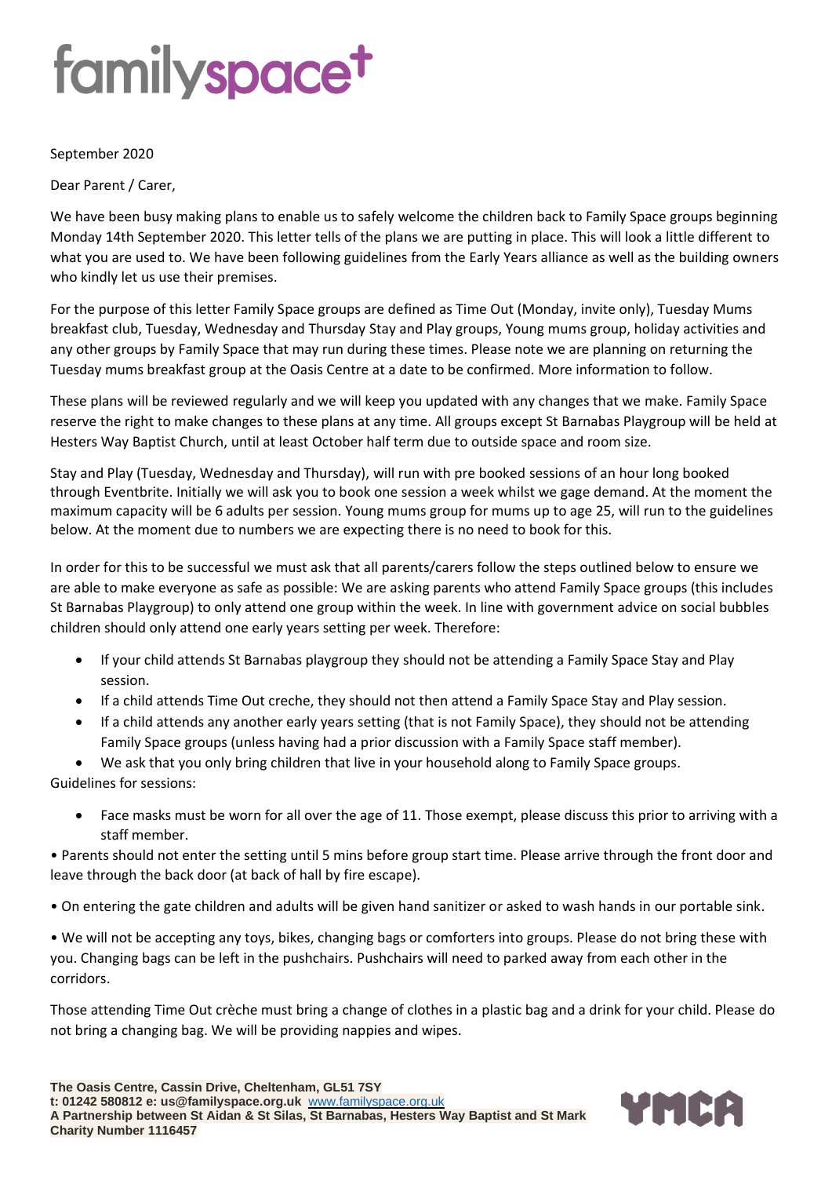# familyspace

September 2020

Dear Parent / Carer,

We have been busy making plans to enable us to safely welcome the children back to Family Space groups beginning Monday 14th September 2020. This letter tells of the plans we are putting in place. This will look a little different to what you are used to. We have been following guidelines from the Early Years alliance as well as the building owners who kindly let us use their premises.

For the purpose of this letter Family Space groups are defined as Time Out (Monday, invite only), Tuesday Mums breakfast club, Tuesday, Wednesday and Thursday Stay and Play groups, Young mums group, holiday activities and any other groups by Family Space that may run during these times. Please note we are planning on returning the Tuesday mums breakfast group at the Oasis Centre at a date to be confirmed. More information to follow.

These plans will be reviewed regularly and we will keep you updated with any changes that we make. Family Space reserve the right to make changes to these plans at any time. All groups except St Barnabas Playgroup will be held at Hesters Way Baptist Church, until at least October half term due to outside space and room size.

Stay and Play (Tuesday, Wednesday and Thursday), will run with pre booked sessions of an hour long booked through Eventbrite. Initially we will ask you to book one session a week whilst we gage demand. At the moment the maximum capacity will be 6 adults per session. Young mums group for mums up to age 25, will run to the guidelines below. At the moment due to numbers we are expecting there is no need to book for this.

In order for this to be successful we must ask that all parents/carers follow the steps outlined below to ensure we are able to make everyone as safe as possible: We are asking parents who attend Family Space groups (this includes St Barnabas Playgroup) to only attend one group within the week. In line with government advice on social bubbles children should only attend one early years setting per week. Therefore:

- If your child attends St Barnabas playgroup they should not be attending a Family Space Stay and Play session.
- If a child attends Time Out creche, they should not then attend a Family Space Stay and Play session.
- If a child attends any another early years setting (that is not Family Space), they should not be attending Family Space groups (unless having had a prior discussion with a Family Space staff member).
- We ask that you only bring children that live in your household along to Family Space groups.

Guidelines for sessions:

- Face masks must be worn for all over the age of 11. Those exempt, please discuss this prior to arriving with a staff member.
- Parents should not enter the setting until 5 mins before group start time. Please arrive through the front door and leave through the back door (at back of hall by fire escape).
- On entering the gate children and adults will be given hand sanitizer or asked to wash hands in our portable sink.
- We will not be accepting any toys, bikes, changing bags or comforters into groups. Please do not bring these with you. Changing bags can be left in the pushchairs. Pushchairs will need to parked away from each other in the corridors.

Those attending Time Out crèche must bring a change of clothes in a plastic bag and a drink for your child. Please do not bring a changing bag. We will be providing nappies and wipes.

**The Oasis Centre, Cassin Drive, Cheltenham, GL51 7SY**
**t: 01242 580812 e: us@familyspace.org.uk** www.familyspace.org.uk
**A Partnership between St Aidan & St Silas, St Barnabas, Hesters Way Baptist and St Mark**
**Charity Number 1116457**

YMCA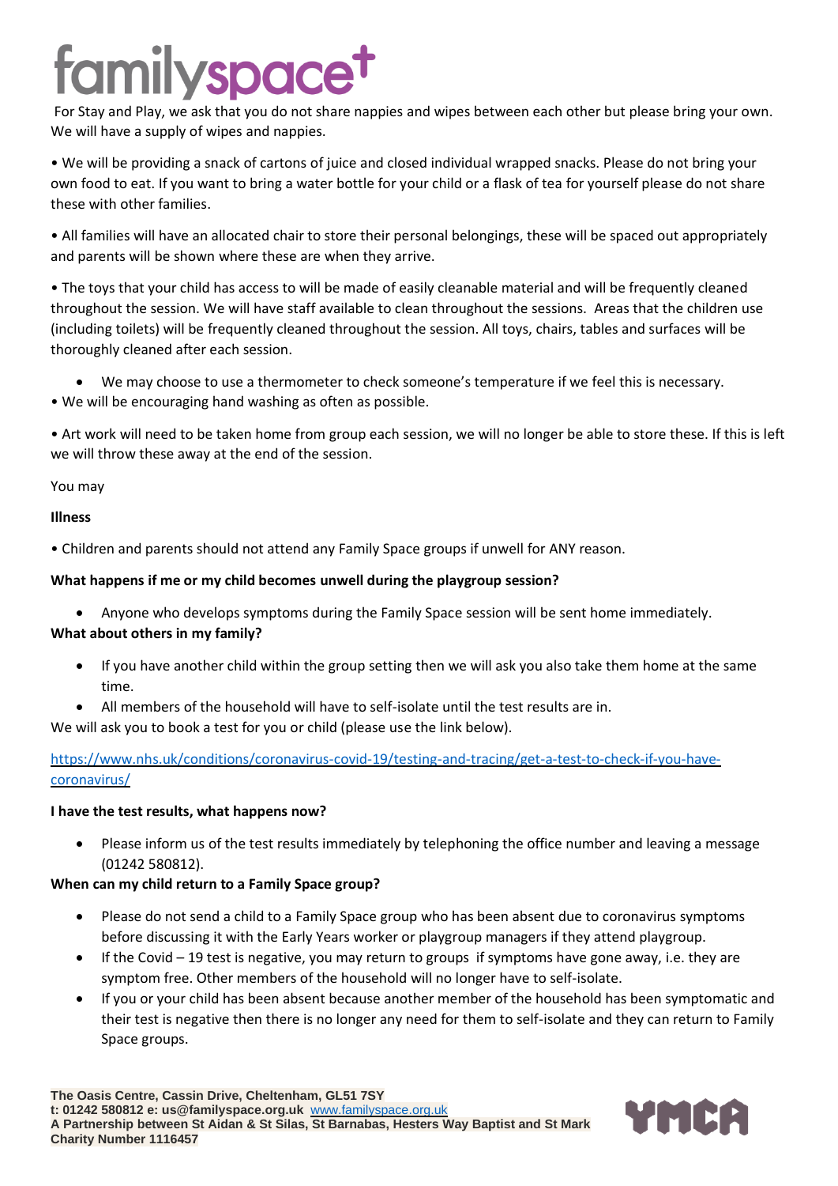For Stay and Play, we ask that you do not share nappies and wipes between each other but please bring your own. We will have a supply of wipes and nappies.

• We will be providing a snack of cartons of juice and closed individual wrapped snacks. Please do not bring your own food to eat. If you want to bring a water bottle for your child or a flask of tea for yourself please do not share these with other families.

• All families will have an allocated chair to store their personal belongings, these will be spaced out appropriately and parents will be shown where these are when they arrive.

• The toys that your child has access to will be made of easily cleanable material and will be frequently cleaned throughout the session. We will have staff available to clean throughout the sessions. Areas that the children use (including toilets) will be frequently cleaned throughout the session. All toys, chairs, tables and surfaces will be thoroughly cleaned after each session.

- We may choose to use a thermometer to check someone's temperature if we feel this is necessary.

• We will be encouraging hand washing as often as possible.

• Art work will need to be taken home from group each session, we will no longer be able to store these. If this is left we will throw these away at the end of the session.

You may

**Illness**

• Children and parents should not attend any Family Space groups if unwell for ANY reason.

**What happens if me or my child becomes unwell during the playgroup session?**

- Anyone who develops symptoms during the Family Space session will be sent home immediately.

**What about others in my family?**

- If you have another child within the group setting then we will ask you also take them home at the same time.
- All members of the household will have to self-isolate until the test results are in.

We will ask you to book a test for you or child (please use the link below).

https://www.nhs.uk/conditions/coronavirus-covid-19/testing-and-tracing/get-a-test-to-check-if-you-have-coronavirus/

**I have the test results, what happens now?**

- Please inform us of the test results immediately by telephoning the office number and leaving a message (01242 580812).

**When can my child return to a Family Space group?**

- Please do not send a child to a Family Space group who has been absent due to coronavirus symptoms before discussing it with the Early Years worker or playgroup managers if they attend playgroup.
- If the Covid – 19 test is negative, you may return to groups if symptoms have gone away, i.e. they are symptom free. Other members of the household will no longer have to self-isolate.
- If you or your child has been absent because another member of the household has been symptomatic and their test is negative then there is no longer any need for them to self-isolate and they can return to Family Space groups.

**The Oasis Centre, Cassin Drive, Cheltenham, GL51 7SY**
**t: 01242 580812 e: us@familyspace.org.uk** www.familyspace.org.uk
**A Partnership between St Aidan & St Silas, St Barnabas, Hesters Way Baptist and St Mark**
**Charity Number 1116457**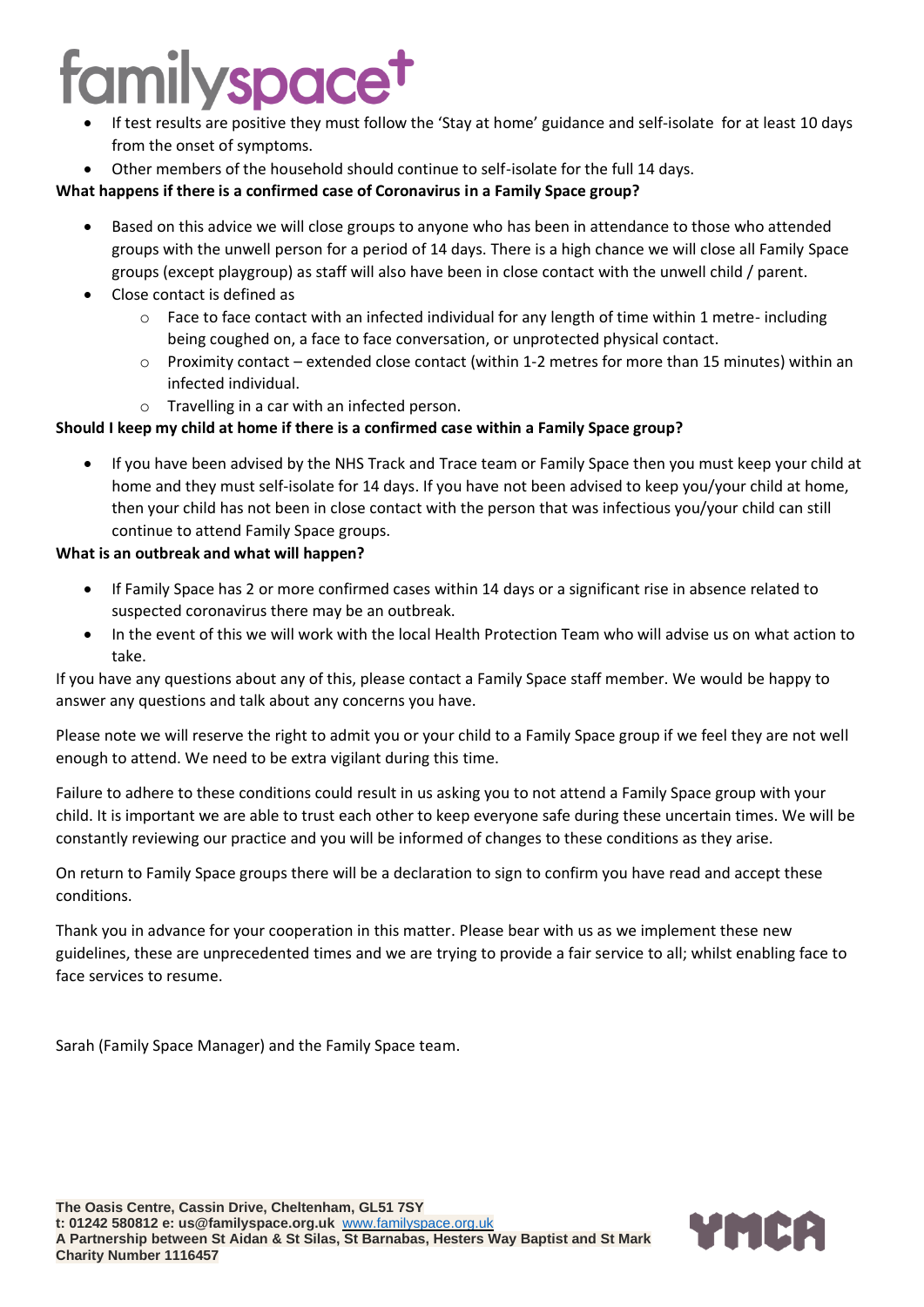- If test results are positive they must follow the 'Stay at home' guidance and self-isolate for at least 10 days from the onset of symptoms.
- Other members of the household should continue to self-isolate for the full 14 days.

**What happens if there is a confirmed case of Coronavirus in a Family Space group?**

- Based on this advice we will close groups to anyone who has been in attendance to those who attended groups with the unwell person for a period of 14 days. There is a high chance we will close all Family Space groups (except playgroup) as staff will also have been in close contact with the unwell child / parent.
- Close contact is defined as
  - Face to face contact with an infected individual for any length of time within 1 metre- including being coughed on, a face to face conversation, or unprotected physical contact.
  - Proximity contact – extended close contact (within 1-2 metres for more than 15 minutes) within an infected individual.
  - Travelling in a car with an infected person.

**Should I keep my child at home if there is a confirmed case within a Family Space group?**

- If you have been advised by the NHS Track and Trace team or Family Space then you must keep your child at home and they must self-isolate for 14 days. If you have not been advised to keep you/your child at home, then your child has not been in close contact with the person that was infectious you/your child can still continue to attend Family Space groups.

**What is an outbreak and what will happen?**

- If Family Space has 2 or more confirmed cases within 14 days or a significant rise in absence related to suspected coronavirus there may be an outbreak.
- In the event of this we will work with the local Health Protection Team who will advise us on what action to take.

If you have any questions about any of this, please contact a Family Space staff member. We would be happy to answer any questions and talk about any concerns you have.

Please note we will reserve the right to admit you or your child to a Family Space group if we feel they are not well enough to attend. We need to be extra vigilant during this time.

Failure to adhere to these conditions could result in us asking you to not attend a Family Space group with your child. It is important we are able to trust each other to keep everyone safe during these uncertain times. We will be constantly reviewing our practice and you will be informed of changes to these conditions as they arise.

On return to Family Space groups there will be a declaration to sign to confirm you have read and accept these conditions.

Thank you in advance for your cooperation in this matter. Please bear with us as we implement these new guidelines, these are unprecedented times and we are trying to provide a fair service to all; whilst enabling face to face services to resume.

Sarah (Family Space Manager) and the Family Space team.

**The Oasis Centre, Cassin Drive, Cheltenham, GL51 7SY**
**t: 01242 580812 e: us@familyspace.org.uk** www.familyspace.org.uk
**A Partnership between St Aidan & St Silas, St Barnabas, Hesters Way Baptist and St Mark**
**Charity Number 1116457**